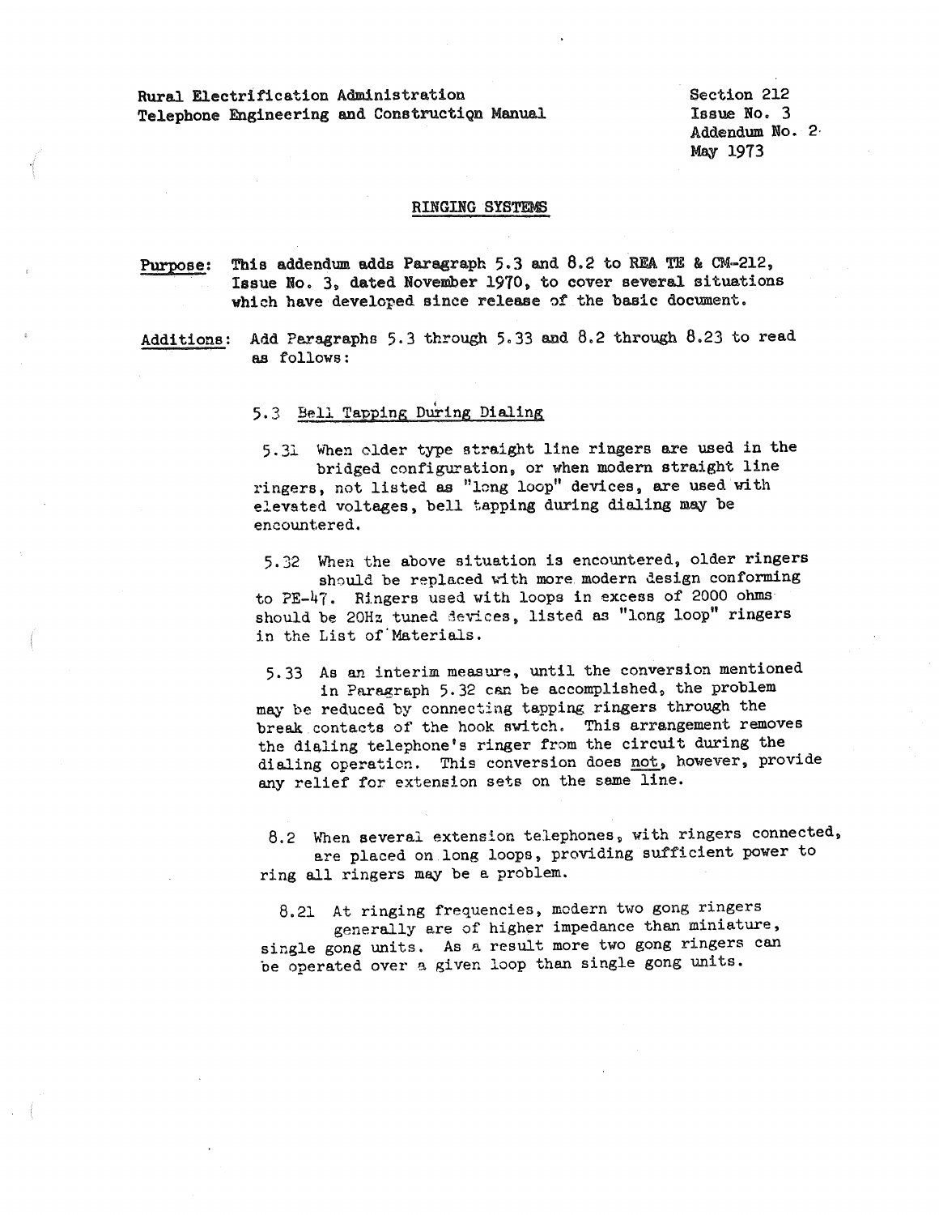Rural Electrification Administration
Telephone Engineering and Construction Manual

Section 212
Issue No. 3
Addendum No. 2
May 1973

## RINGING SYSTEMS

**Purpose:** This addendum adds Paragraph 5.3 and 8.2 to REA TE & CM-212, Issue No. 3, dated November 1970, to cover several situations which have developed since release of the basic document.

**Additions:** Add Paragraphs 5.3 through 5.33 and 8.2 through 8.23 to read as follows:

### 5.3 Bell Tapping During Dialing

5.31 When older type straight line ringers are used in the bridged configuration, or when modern straight line ringers, not listed as "long loop" devices, are used with elevated voltages, bell tapping during dialing may be encountered.

5.32 When the above situation is encountered, older ringers should be replaced with more modern design conforming to PE-47. Ringers used with loops in excess of 2000 ohms should be 20Hz tuned devices, listed as "long loop" ringers in the List of Materials.

5.33 As an interim measure, until the conversion mentioned in Paragraph 5.32 can be accomplished, the problem may be reduced by connecting tapping ringers through the break contacts of the hook switch. This arrangement removes the dialing telephone's ringer from the circuit during the dialing operation. This conversion does not, however, provide any relief for extension sets on the same line.

8.2 When several extension telephones, with ringers connected, are placed on long loops, providing sufficient power to ring all ringers may be a problem.

8.21 At ringing frequencies, modern two gong ringers generally are of higher impedance than miniature, single gong units. As a result more two gong ringers can be operated over a given loop than single gong units.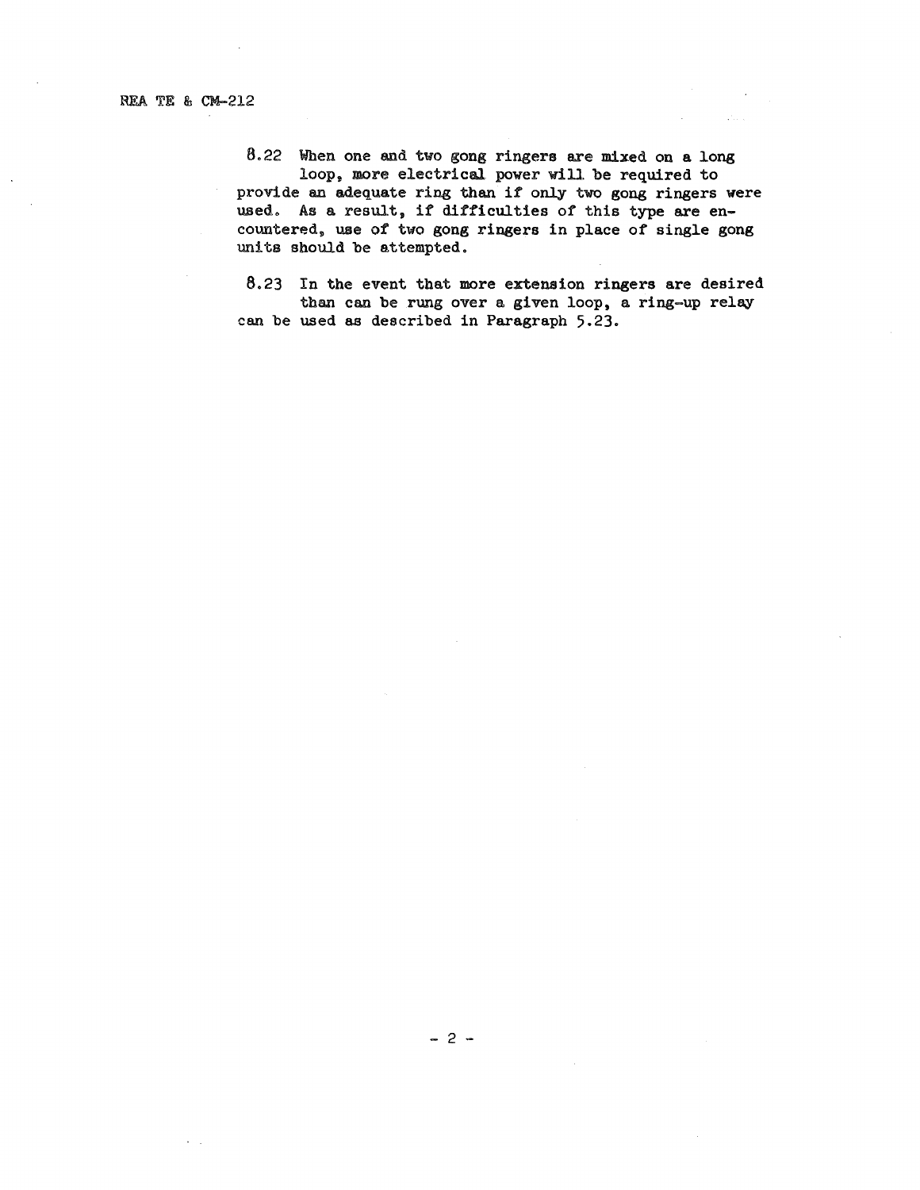8.22 When one and two gong ringers are mixed on a long loop, more electrical power will be required to provide an adequate ring than if only two gong ringers were used. As a result, if difficulties of this type are encountered, use of two gong ringers in place of single gong units should be attempted.

8.23 In the event that more extension ringers are desired than can be rung over a given loop, a ring-up relay can be used as described in Paragraph 5.23.